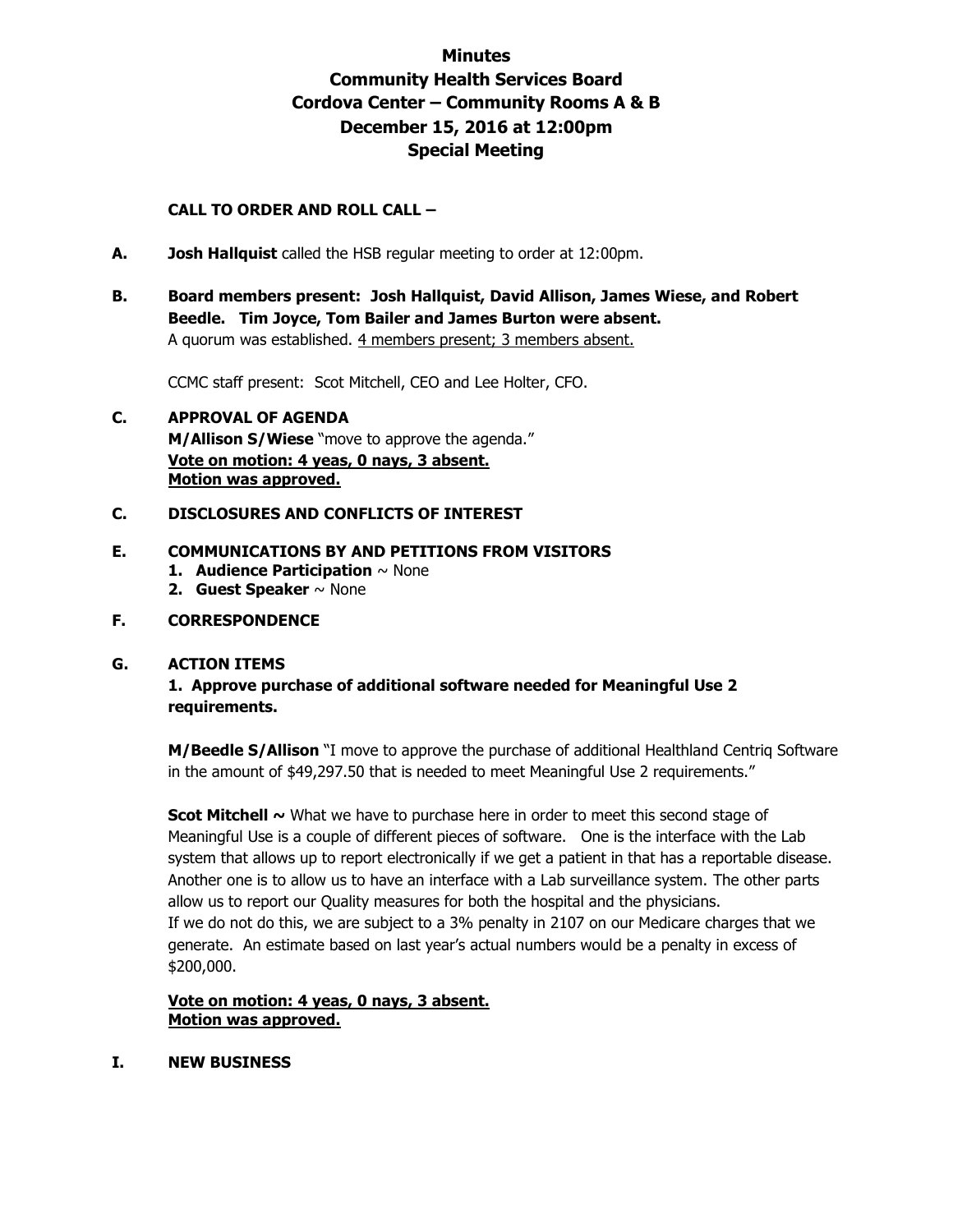# Minutes
# Community Health Services Board
# Cordova Center – Community Rooms A & B
# December 15, 2016 at 12:00pm
# Special Meeting

**CALL TO ORDER AND ROLL CALL –**

**A.** **Josh Hallquist** called the HSB regular meeting to order at 12:00pm.

**B.** **Board members present: Josh Hallquist, David Allison, James Wiese, and Robert Beedle. Tim Joyce, Tom Bailer and James Burton were absent.**
A quorum was established. 4 members present; 3 members absent.

CCMC staff present: Scot Mitchell, CEO and Lee Holter, CFO.

**C.** **APPROVAL OF AGENDA**
**M/Allison S/Wiese** "move to approve the agenda."
**Vote on motion: 4 yeas, 0 nays, 3 absent.**
**Motion was approved.**

**C.** **DISCLOSURES AND CONFLICTS OF INTEREST**

**E.** **COMMUNICATIONS BY AND PETITIONS FROM VISITORS**
1. **Audience Participation** ~ None
2. **Guest Speaker** ~ None

**F.** **CORRESPONDENCE**

**G.** **ACTION ITEMS**
**1. Approve purchase of additional software needed for Meaningful Use 2 requirements.**

**M/Beedle S/Allison** "I move to approve the purchase of additional Healthland Centriq Software in the amount of $49,297.50 that is needed to meet Meaningful Use 2 requirements."

**Scot Mitchell ~** What we have to purchase here in order to meet this second stage of Meaningful Use is a couple of different pieces of software. One is the interface with the Lab system that allows up to report electronically if we get a patient in that has a reportable disease. Another one is to allow us to have an interface with a Lab surveillance system. The other parts allow us to report our Quality measures for both the hospital and the physicians.
If we do not do this, we are subject to a 3% penalty in 2107 on our Medicare charges that we generate. An estimate based on last year's actual numbers would be a penalty in excess of $200,000.

**Vote on motion: 4 yeas, 0 nays, 3 absent.**
**Motion was approved.**

**I.** **NEW BUSINESS**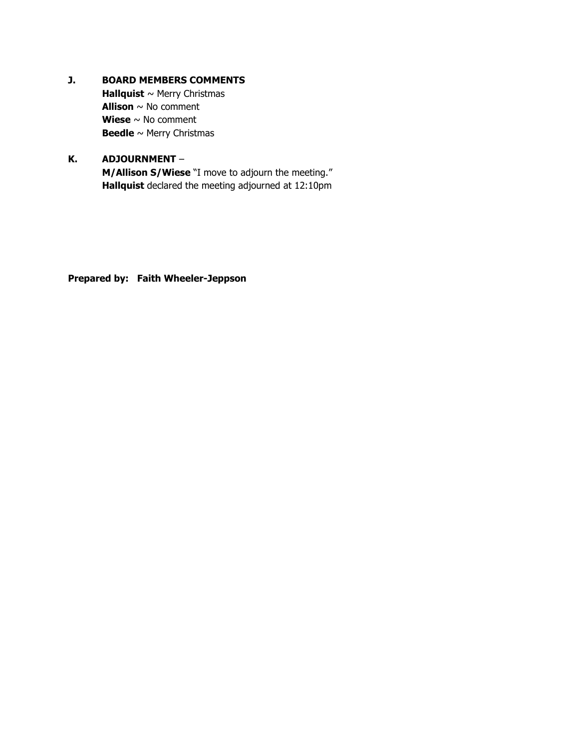**J. BOARD MEMBERS COMMENTS**

**Hallquist** ~ Merry Christmas
**Allison** ~ No comment
**Wiese** ~ No comment
**Beedle** ~ Merry Christmas

**K. ADJOURNMENT** –

**M/Allison S/Wiese** "I move to adjourn the meeting."
**Hallquist** declared the meeting adjourned at 12:10pm

**Prepared by: Faith Wheeler-Jeppson**